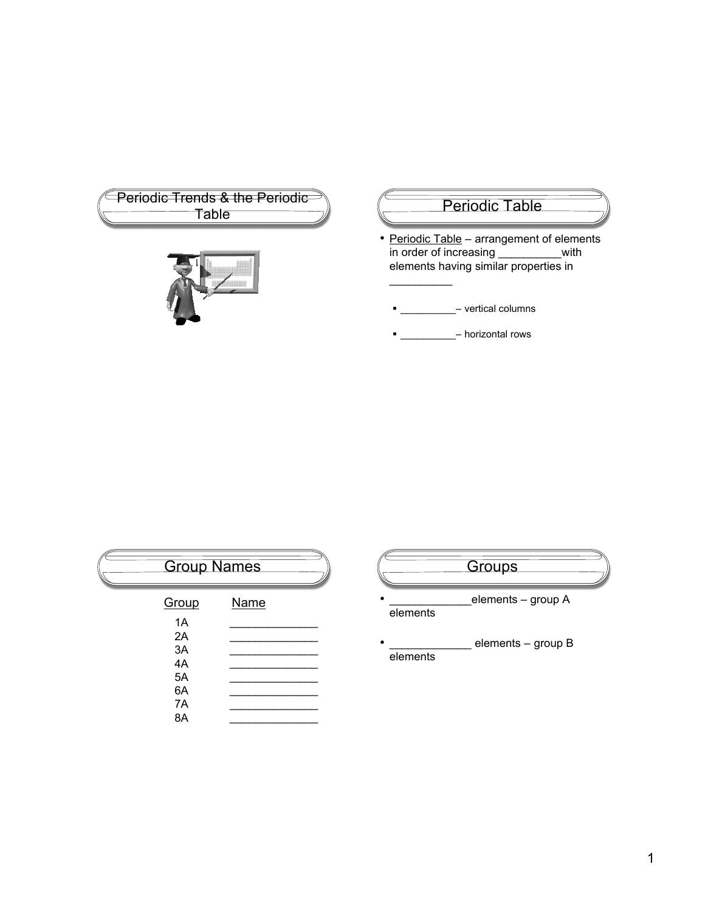## Periodic Trends & the Periodic Table

## Periodic Table

- Periodic Table – arrangement of elements in order of increasing __________with elements having similar properties in __________
  - __________– vertical columns
  - __________– horizontal rows

## Group Names

| Group | Name |
|---|---|
| 1A | ______________ |
| 2A | ______________ |
| 3A | ______________ |
| 4A | ______________ |
| 5A | ______________ |
| 6A | ______________ |
| 7A | ______________ |
| 8A | ______________ |

## Groups

- _____________elements – group A elements
- _____________ elements – group B elements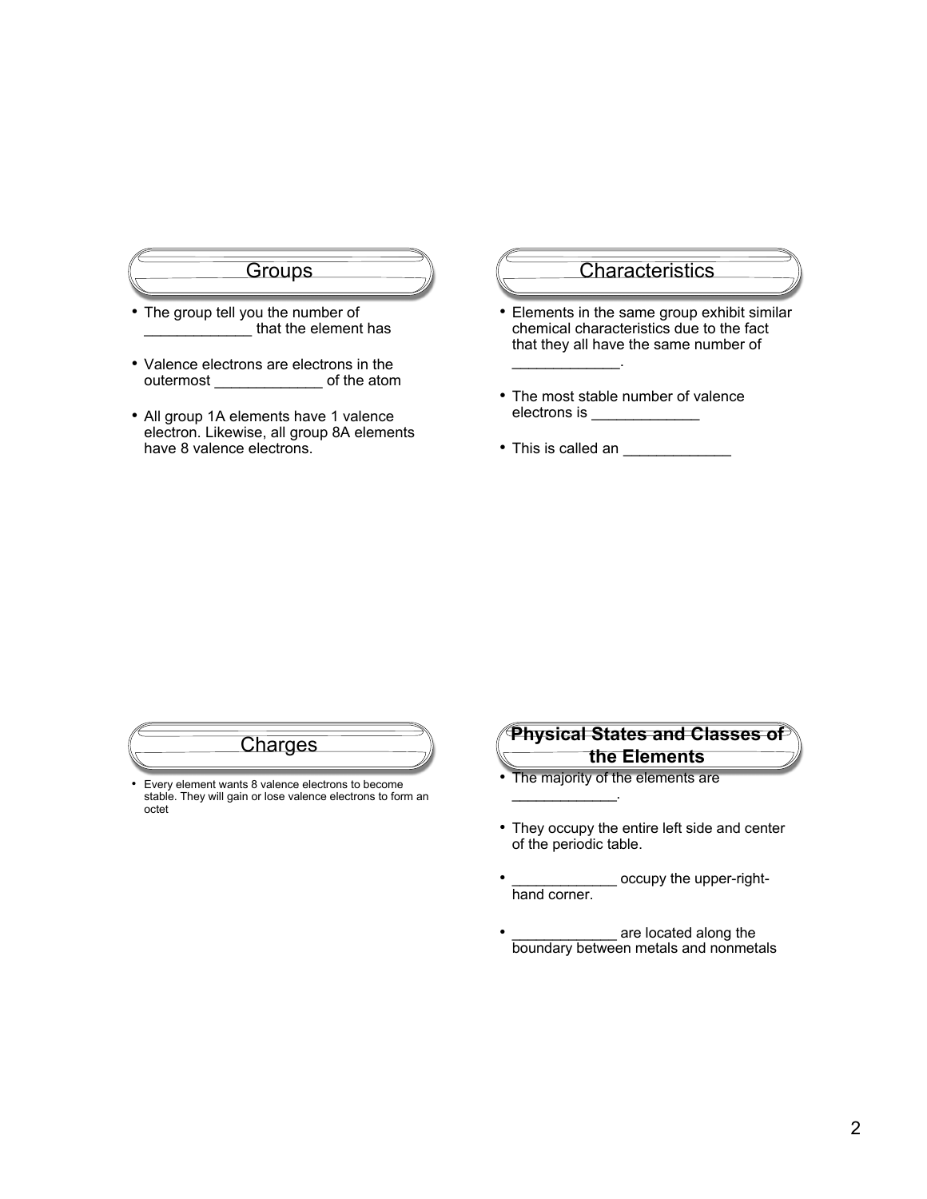## Groups

- The group tell you the number of _____________ that the element has
- Valence electrons are electrons in the outermost _____________ of the atom
- All group 1A elements have 1 valence electron. Likewise, all group 8A elements have 8 valence electrons.

## Characteristics

- Elements in the same group exhibit similar chemical characteristics due to the fact that they all have the same number of _____________.
- The most stable number of valence electrons is _____________
- This is called an _____________

## Charges

- Every element wants 8 valence electrons to become stable. They will gain or lose valence electrons to form an octet

## Physical States and Classes of the Elements

- The majority of the elements are _____________.
- They occupy the entire left side and center of the periodic table.
- _____________ occupy the upper-right-hand corner.
- _____________ are located along the boundary between metals and nonmetals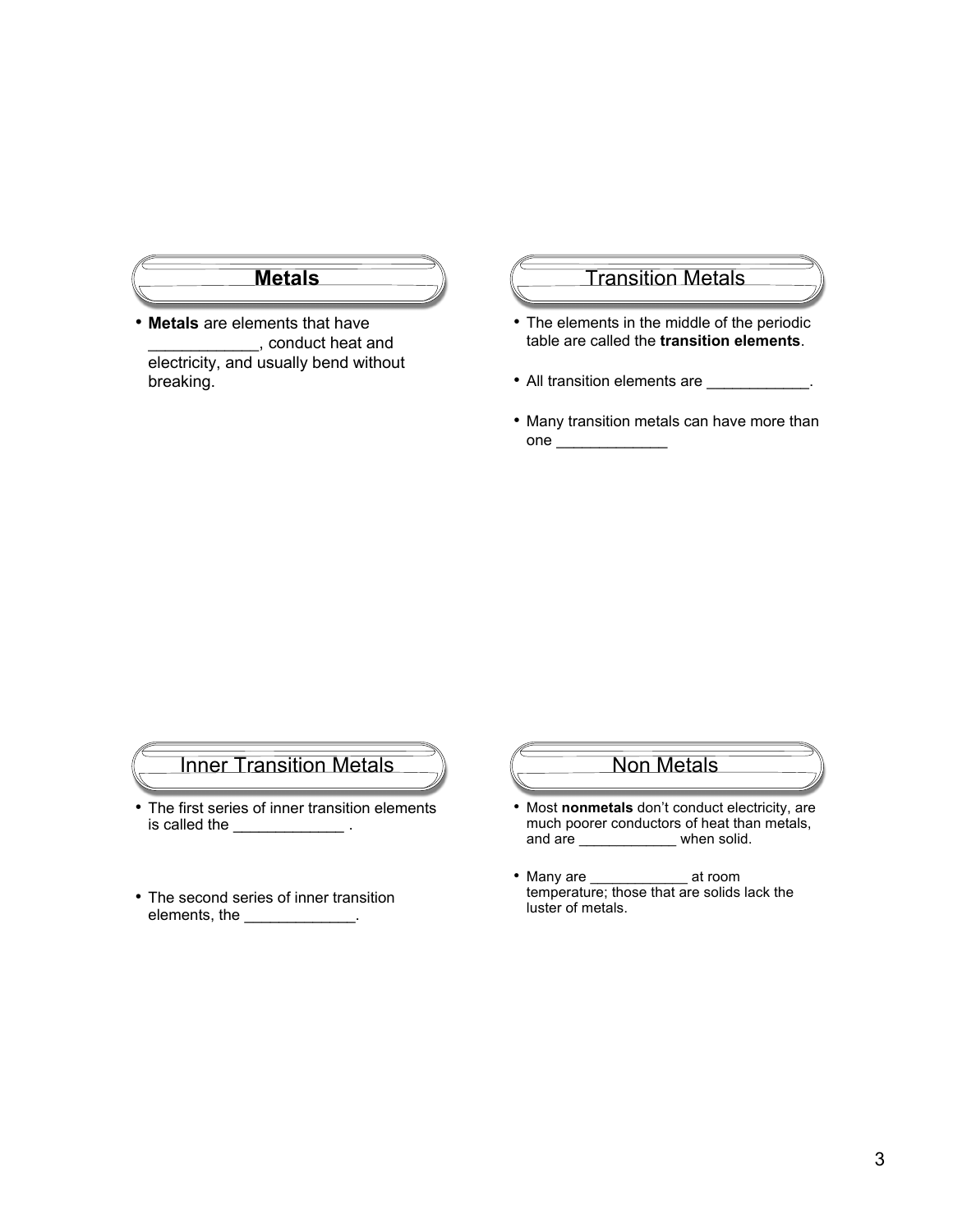## Metals

- **Metals** are elements that have ____________, conduct heat and electricity, and usually bend without breaking.

## Transition Metals

- The elements in the middle of the periodic table are called the **transition elements**.
- All transition elements are ____________.
- Many transition metals can have more than one _____________

## Inner Transition Metals

- The first series of inner transition elements is called the _____________ .
- The second series of inner transition elements, the _____________.

## Non Metals

- Most **nonmetals** don't conduct electricity, are much poorer conductors of heat than metals, and are ____________ when solid.
- Many are ____________ at room temperature; those that are solids lack the luster of metals.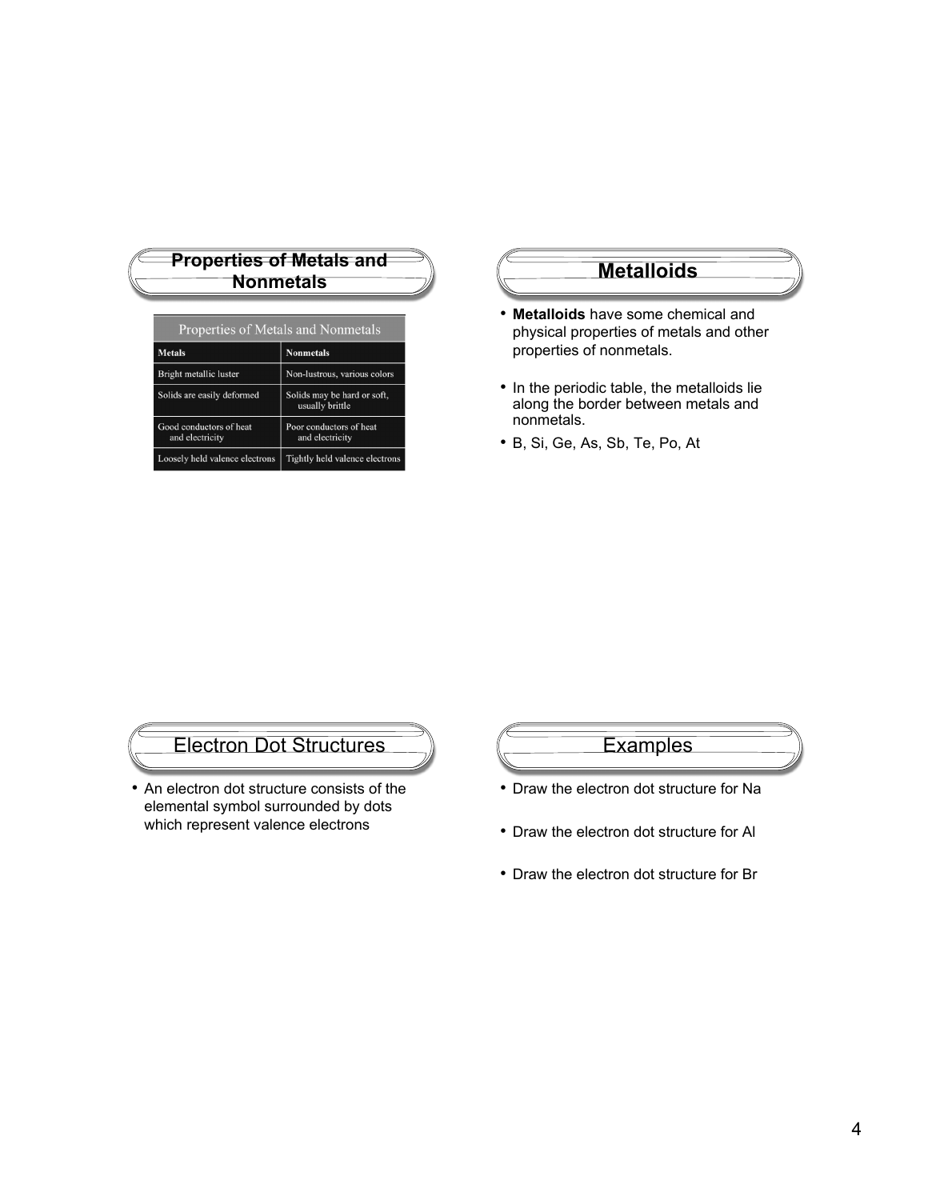## Properties of Metals and Nonmetals

| Properties of Metals and Nonmetals | |
|---|---|
| **Metals** | **Nonmetals** |
| Bright metallic luster | Non-lustrous, various colors |
| Solids are easily deformed | Solids may be hard or soft, usually brittle |
| Good conductors of heat and electricity | Poor conductors of heat and electricity |
| Loosely held valence electrons | Tightly held valence electrons |

## Metalloids

- **Metalloids** have some chemical and physical properties of metals and other properties of nonmetals.
- In the periodic table, the metalloids lie along the border between metals and nonmetals.
- B, Si, Ge, As, Sb, Te, Po, At

## Electron Dot Structures

- An electron dot structure consists of the elemental symbol surrounded by dots which represent valence electrons

## Examples

- Draw the electron dot structure for Na
- Draw the electron dot structure for Al
- Draw the electron dot structure for Br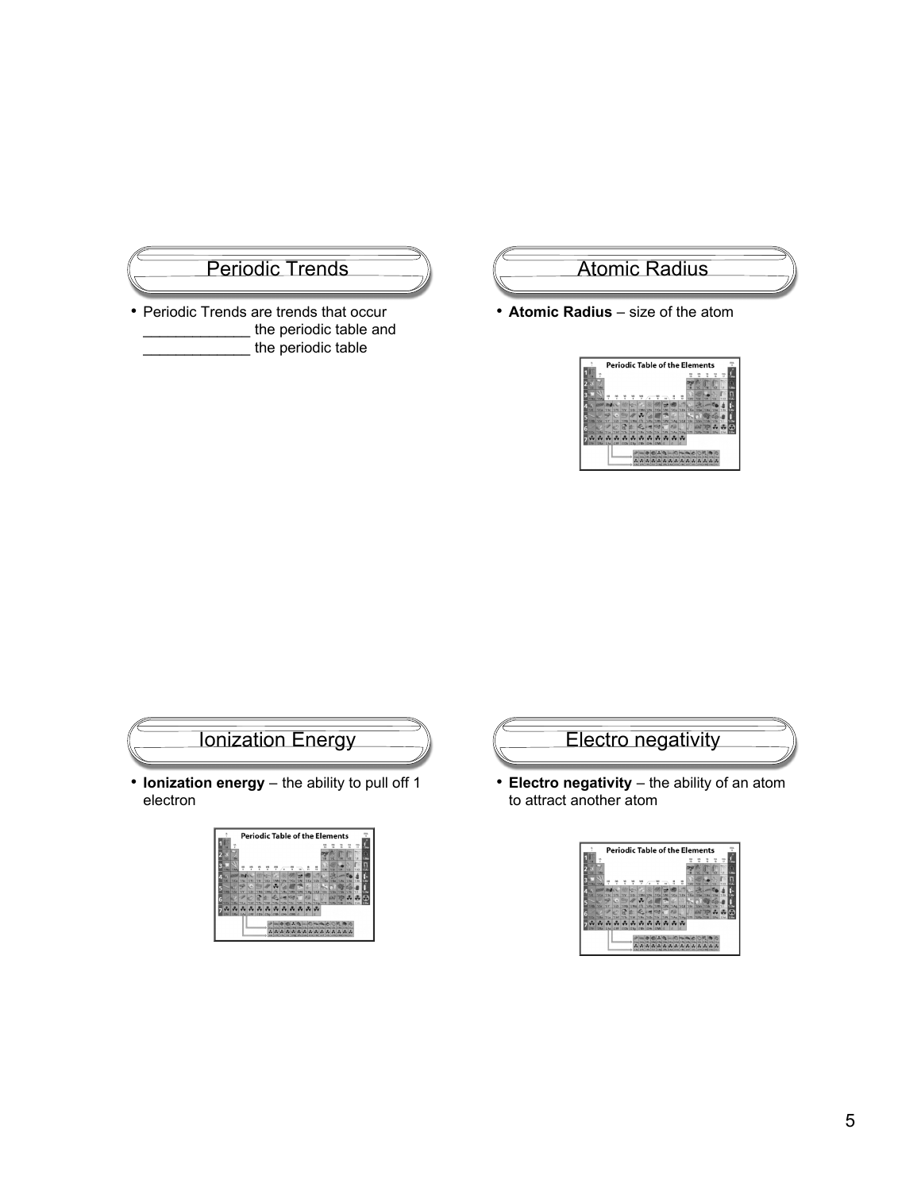## Periodic Trends

- Periodic Trends are trends that occur _____________ the periodic table and _____________ the periodic table

## Atomic Radius

- **Atomic Radius** – size of the atom

## Ionization Energy

- **Ionization energy** – the ability to pull off 1 electron

## Electro negativity

- **Electro negativity** – the ability of an atom to attract another atom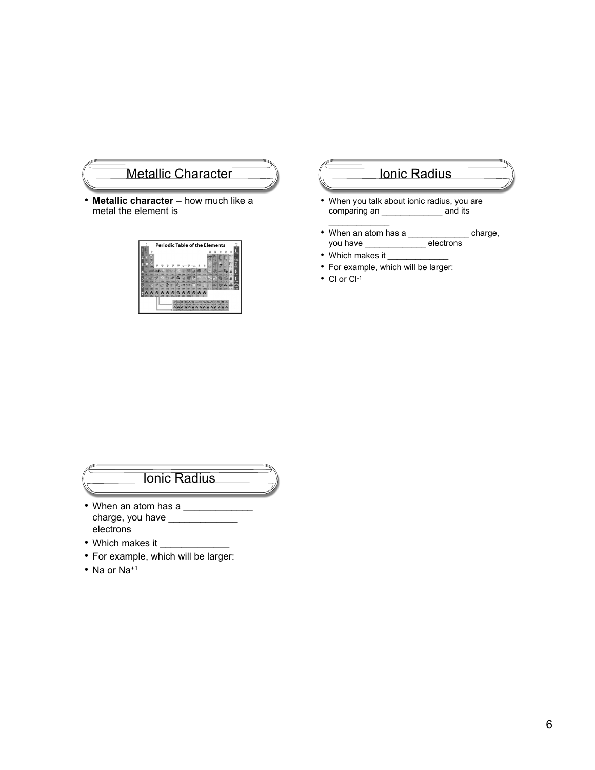## Metallic Character

- **Metallic character** – how much like a metal the element is

Periodic Table of the Elements

## Ionic Radius

- When you talk about ionic radius, you are comparing an _____________ and its _____________
- When an atom has a _____________ charge, you have _____________ electrons
- Which makes it _____________
- For example, which will be larger:
- Cl or $Cl^{-1}$

## Ionic Radius

- When an atom has a _____________ charge, you have _____________ electrons
- Which makes it _____________
- For example, which will be larger:
- Na or $Na^{+1}$